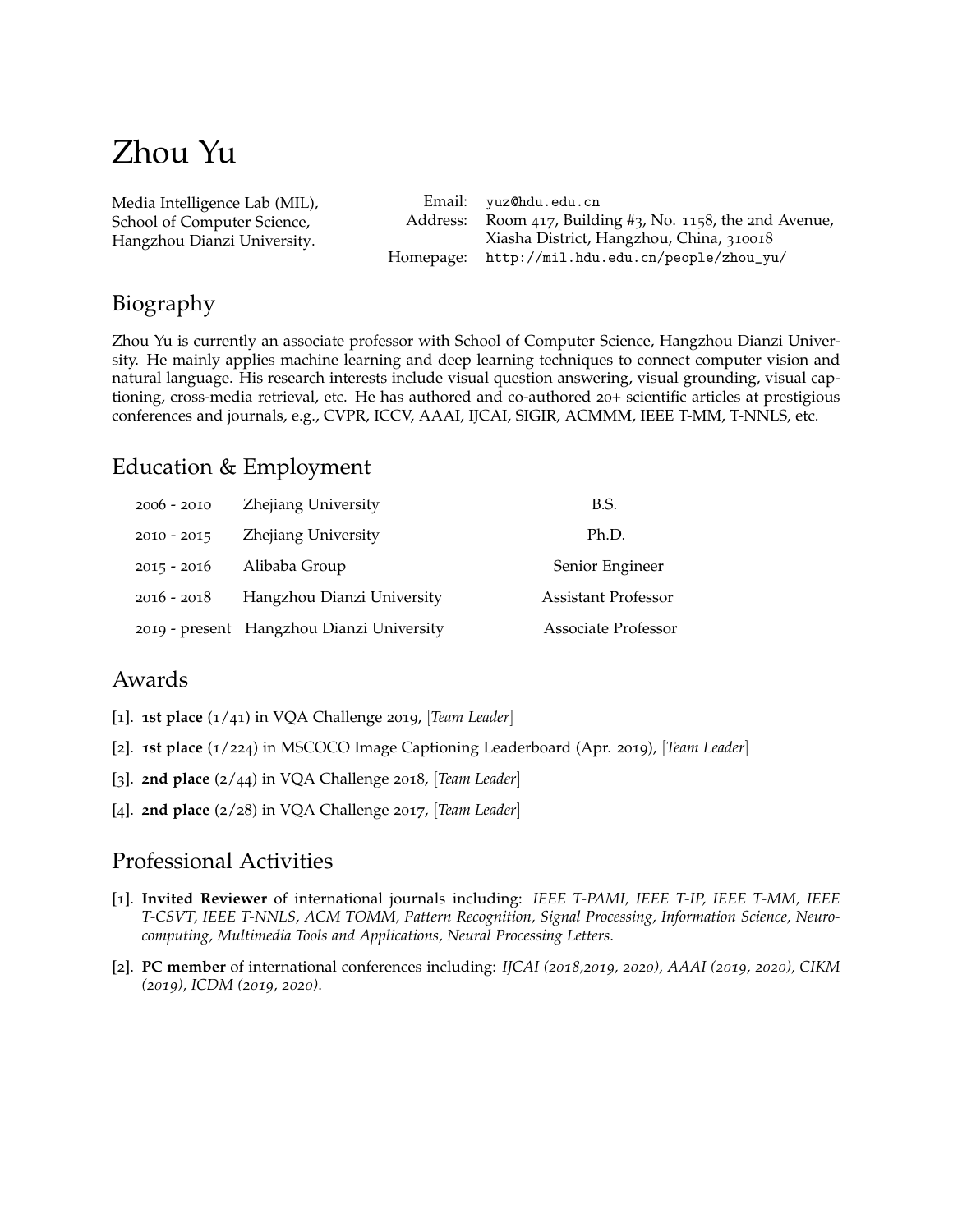# Zhou Yu

Media Intelligence Lab (MIL),
School of Computer Science,
Hangzhou Dianzi University.

Email: yuz@hdu.edu.cn
Address: Room 417, Building #3, No. 1158, the 2nd Avenue, Xiasha District, Hangzhou, China, 310018
Homepage: http://mil.hdu.edu.cn/people/zhou_yu/

## Biography

Zhou Yu is currently an associate professor with School of Computer Science, Hangzhou Dianzi University. He mainly applies machine learning and deep learning techniques to connect computer vision and natural language. His research interests include visual question answering, visual grounding, visual captioning, cross-media retrieval, etc. He has authored and co-authored 20+ scientific articles at prestigious conferences and journals, e.g., CVPR, ICCV, AAAI, IJCAI, SIGIR, ACMMM, IEEE T-MM, T-NNLS, etc.

## Education & Employment

| | | |
|---|---|---|
| 2006 - 2010 | Zhejiang University | B.S. |
| 2010 - 2015 | Zhejiang University | Ph.D. |
| 2015 - 2016 | Alibaba Group | Senior Engineer |
| 2016 - 2018 | Hangzhou Dianzi University | Assistant Professor |
| 2019 - present | Hangzhou Dianzi University | Associate Professor |

## Awards

[1]. **1st place** (1/41) in VQA Challenge 2019, [*Team Leader*]

[2]. **1st place** (1/224) in MSCOCO Image Captioning Leaderboard (Apr. 2019), [*Team Leader*]

[3]. **2nd place** (2/44) in VQA Challenge 2018, [*Team Leader*]

[4]. **2nd place** (2/28) in VQA Challenge 2017, [*Team Leader*]

## Professional Activities

[1]. **Invited Reviewer** of international journals including: *IEEE T-PAMI, IEEE T-IP, IEEE T-MM, IEEE T-CSVT, IEEE T-NNLS, ACM TOMM, Pattern Recognition, Signal Processing, Information Science, Neurocomputing, Multimedia Tools and Applications, Neural Processing Letters*.

[2]. **PC member** of international conferences including: *IJCAI (2018,2019, 2020), AAAI (2019, 2020), CIKM (2019), ICDM (2019, 2020)*.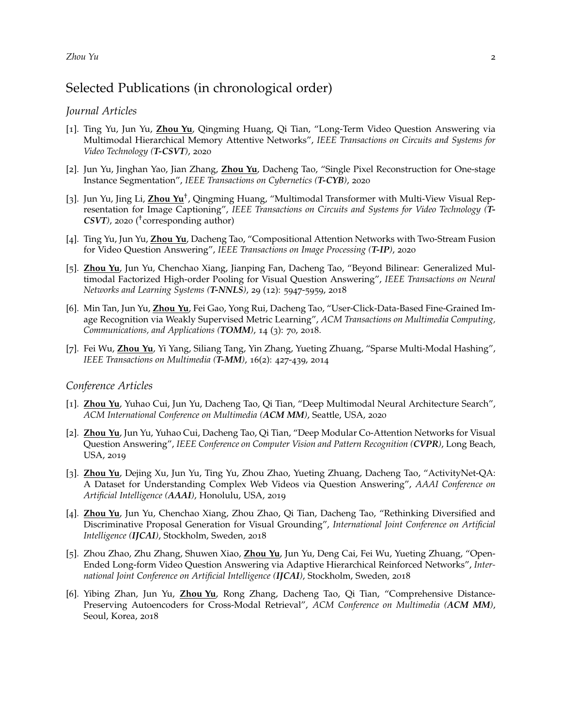## Selected Publications (in chronological order)

### *Journal Articles*

[1]. Ting Yu, Jun Yu, **Zhou Yu**, Qingming Huang, Qi Tian, "Long-Term Video Question Answering via Multimodal Hierarchical Memory Attentive Networks", *IEEE Transactions on Circuits and Systems for Video Technology (**T-CSVT**)*, 2020

[2]. Jun Yu, Jinghan Yao, Jian Zhang, **Zhou Yu**, Dacheng Tao, "Single Pixel Reconstruction for One-stage Instance Segmentation", *IEEE Transactions on Cybernetics (**T-CYB**)*, 2020

[3]. Jun Yu, Jing Li, **Zhou Yu**†, Qingming Huang, "Multimodal Transformer with Multi-View Visual Representation for Image Captioning", *IEEE Transactions on Circuits and Systems for Video Technology (**T-CSVT**)*, 2020 (†corresponding author)

[4]. Ting Yu, Jun Yu, **Zhou Yu**, Dacheng Tao, "Compositional Attention Networks with Two-Stream Fusion for Video Question Answering", *IEEE Transactions on Image Processing (**T-IP**)*, 2020

[5]. **Zhou Yu**, Jun Yu, Chenchao Xiang, Jianping Fan, Dacheng Tao, "Beyond Bilinear: Generalized Multimodal Factorized High-order Pooling for Visual Question Answering", *IEEE Transactions on Neural Networks and Learning Systems (**T-NNLS**)*, 29 (12): 5947-5959, 2018

[6]. Min Tan, Jun Yu, **Zhou Yu**, Fei Gao, Yong Rui, Dacheng Tao, "User-Click-Data-Based Fine-Grained Image Recognition via Weakly Supervised Metric Learning", *ACM Transactions on Multimedia Computing, Communications, and Applications (**TOMM**)*, 14 (3): 70, 2018.

[7]. Fei Wu, **Zhou Yu**, Yi Yang, Siliang Tang, Yin Zhang, Yueting Zhuang, "Sparse Multi-Modal Hashing", *IEEE Transactions on Multimedia (**T-MM**)*, 16(2): 427-439, 2014

### *Conference Articles*

[1]. **Zhou Yu**, Yuhao Cui, Jun Yu, Dacheng Tao, Qi Tian, "Deep Multimodal Neural Architecture Search", *ACM International Conference on Multimedia (**ACM MM**)*, Seattle, USA, 2020

[2]. **Zhou Yu**, Jun Yu, Yuhao Cui, Dacheng Tao, Qi Tian, "Deep Modular Co-Attention Networks for Visual Question Answering", *IEEE Conference on Computer Vision and Pattern Recognition (**CVPR**)*, Long Beach, USA, 2019

[3]. **Zhou Yu**, Dejing Xu, Jun Yu, Ting Yu, Zhou Zhao, Yueting Zhuang, Dacheng Tao, "ActivityNet-QA: A Dataset for Understanding Complex Web Videos via Question Answering", *AAAI Conference on Artificial Intelligence (**AAAI**)*, Honolulu, USA, 2019

[4]. **Zhou Yu**, Jun Yu, Chenchao Xiang, Zhou Zhao, Qi Tian, Dacheng Tao, "Rethinking Diversified and Discriminative Proposal Generation for Visual Grounding", *International Joint Conference on Artificial Intelligence (**IJCAI**)*, Stockholm, Sweden, 2018

[5]. Zhou Zhao, Zhu Zhang, Shuwen Xiao, **Zhou Yu**, Jun Yu, Deng Cai, Fei Wu, Yueting Zhuang, "Open-Ended Long-form Video Question Answering via Adaptive Hierarchical Reinforced Networks", *International Joint Conference on Artificial Intelligence (**IJCAI**)*, Stockholm, Sweden, 2018

[6]. Yibing Zhan, Jun Yu, **Zhou Yu**, Rong Zhang, Dacheng Tao, Qi Tian, "Comprehensive Distance-Preserving Autoencoders for Cross-Modal Retrieval", *ACM Conference on Multimedia (**ACM MM**)*, Seoul, Korea, 2018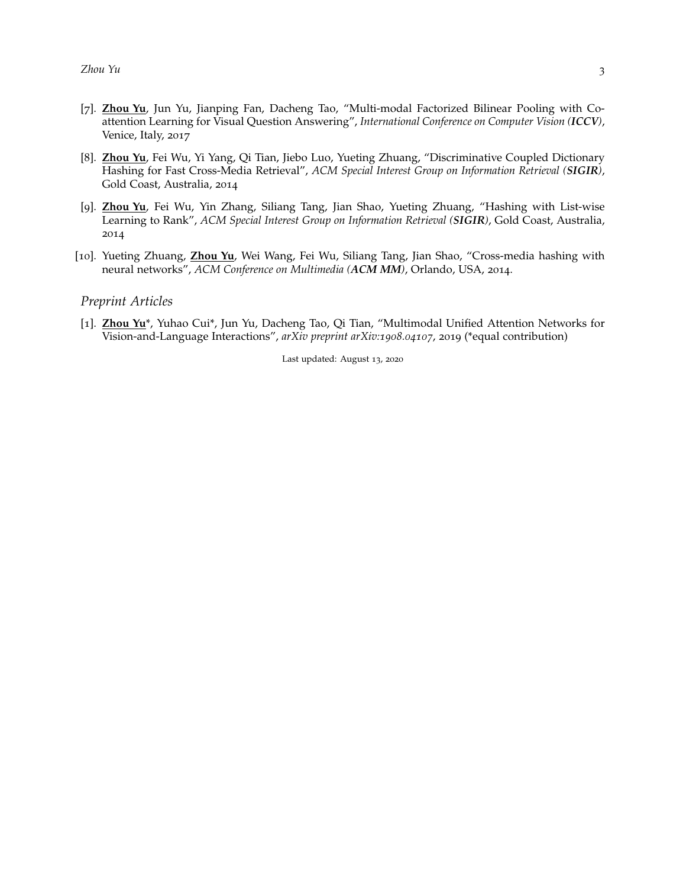[7]. **Zhou Yu**, Jun Yu, Jianping Fan, Dacheng Tao, "Multi-modal Factorized Bilinear Pooling with Co-attention Learning for Visual Question Answering", *International Conference on Computer Vision (**ICCV**)*, Venice, Italy, 2017

[8]. **Zhou Yu**, Fei Wu, Yi Yang, Qi Tian, Jiebo Luo, Yueting Zhuang, "Discriminative Coupled Dictionary Hashing for Fast Cross-Media Retrieval", *ACM Special Interest Group on Information Retrieval (**SIGIR**)*, Gold Coast, Australia, 2014

[9]. **Zhou Yu**, Fei Wu, Yin Zhang, Siliang Tang, Jian Shao, Yueting Zhuang, "Hashing with List-wise Learning to Rank", *ACM Special Interest Group on Information Retrieval (**SIGIR**)*, Gold Coast, Australia, 2014

[10]. Yueting Zhuang, **Zhou Yu**, Wei Wang, Fei Wu, Siliang Tang, Jian Shao, "Cross-media hashing with neural networks", *ACM Conference on Multimedia (**ACM MM**)*, Orlando, USA, 2014.

### *Preprint Articles*

[1]. **Zhou Yu***, Yuhao Cui*, Jun Yu, Dacheng Tao, Qi Tian, "Multimodal Unified Attention Networks for Vision-and-Language Interactions", *arXiv preprint arXiv:1908.04107*, 2019 (*equal contribution)

Last updated: August 13, 2020